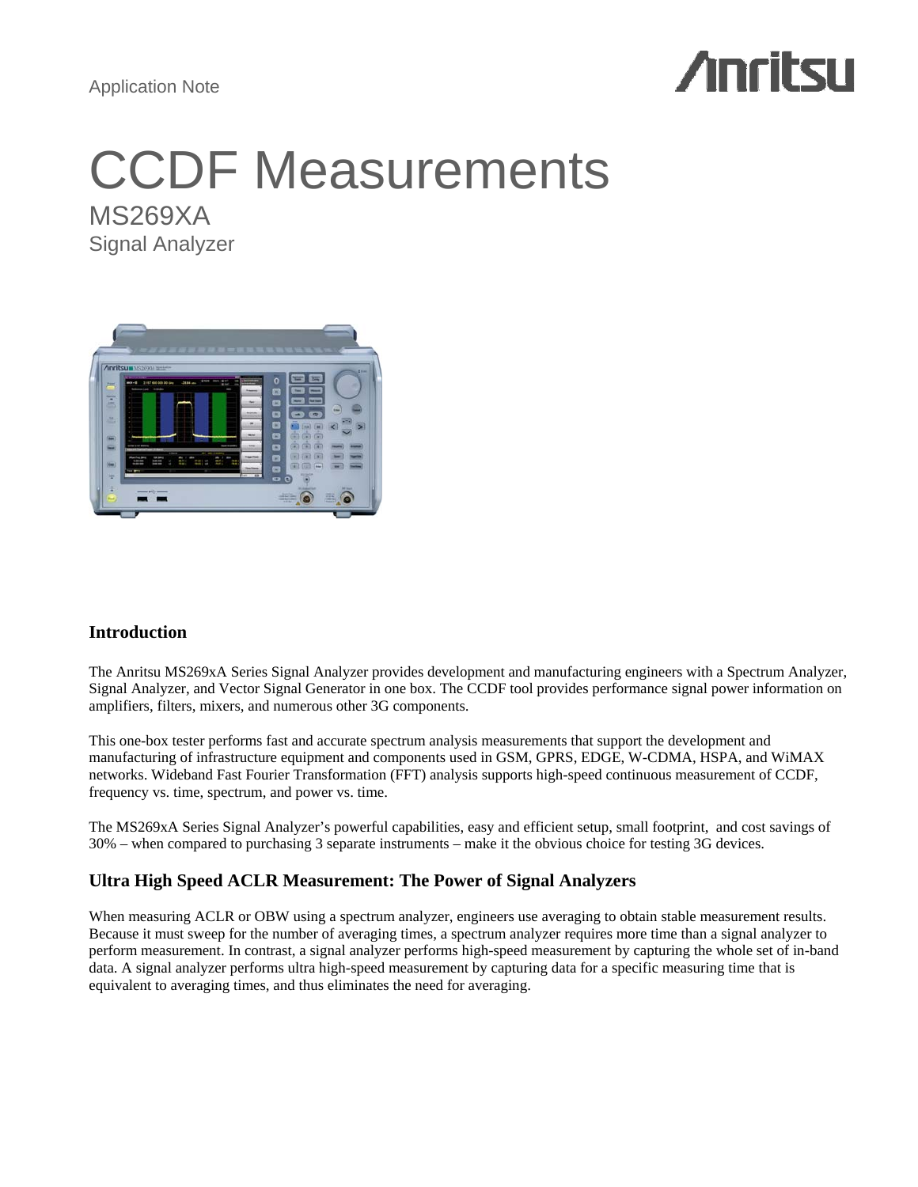Application Note

# CCDF Measurements

## MS269XA

Signal Analyzer

## Introduction

The Anritsu MS269xA Series Signal Analyzer provides development and manufacturing engineers with a Spectrum Analyzer, Signal Analyzer, and Vector Signal Generator in one box. The CCDF tool provides performance signal power information on amplifiers, filters, mixers, and numerous other 3G components.

This one-box tester performs fast and accurate spectrum analysis measurements that support the development and manufacturing of infrastructure equipment and components used in GSM, GPRS, EDGE, W-CDMA, HSPA, and WiMAX networks. Wideband Fast Fourier Transformation (FFT) analysis supports high-speed continuous measurement of CCDF, frequency vs. time, spectrum, and power vs. time.

The MS269xA Series Signal Analyzer's powerful capabilities, easy and efficient setup, small footprint, and cost savings of 30% – when compared to purchasing 3 separate instruments – make it the obvious choice for testing 3G devices.

## Ultra High Speed ACLR Measurement: The Power of Signal Analyzers

When measuring ACLR or OBW using a spectrum analyzer, engineers use averaging to obtain stable measurement results. Because it must sweep for the number of averaging times, a spectrum analyzer requires more time than a signal analyzer to perform measurement. In contrast, a signal analyzer performs high-speed measurement by capturing the whole set of in-band data. A signal analyzer performs ultra high-speed measurement by capturing data for a specific measuring time that is equivalent to averaging times, and thus eliminates the need for averaging.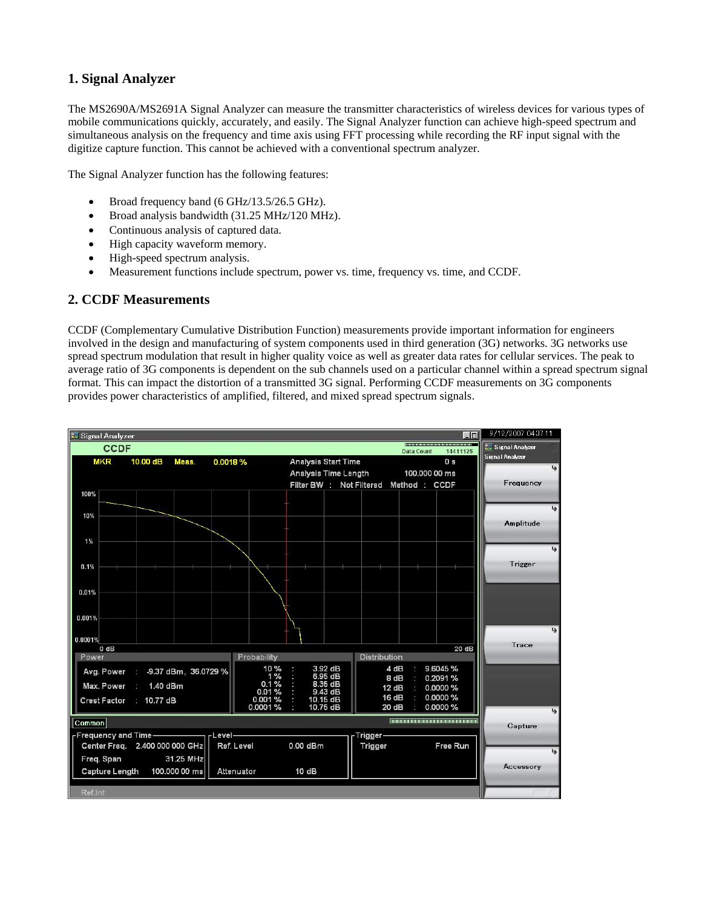## 1. Signal Analyzer

The MS2690A/MS2691A Signal Analyzer can measure the transmitter characteristics of wireless devices for various types of mobile communications quickly, accurately, and easily. The Signal Analyzer function can achieve high-speed spectrum and simultaneous analysis on the frequency and time axis using FFT processing while recording the RF input signal with the digitize capture function. This cannot be achieved with a conventional spectrum analyzer.

The Signal Analyzer function has the following features:

- Broad frequency band (6 GHz/13.5/26.5 GHz).
- Broad analysis bandwidth (31.25 MHz/120 MHz).
- Continuous analysis of captured data.
- High capacity waveform memory.
- High-speed spectrum analysis.
- Measurement functions include spectrum, power vs. time, frequency vs. time, and CCDF.

## 2. CCDF Measurements

CCDF (Complementary Cumulative Distribution Function) measurements provide important information for engineers involved in the design and manufacturing of system components used in third generation (3G) networks. 3G networks use spread spectrum modulation that result in higher quality voice as well as greater data rates for cellular services. The peak to average ratio of 3G components is dependent on the sub channels used on a particular channel within a spread spectrum signal format. This can impact the distortion of a transmitted 3G signal. Performing CCDF measurements on 3G components provides power characteristics of amplified, filtered, and mixed spread spectrum signals.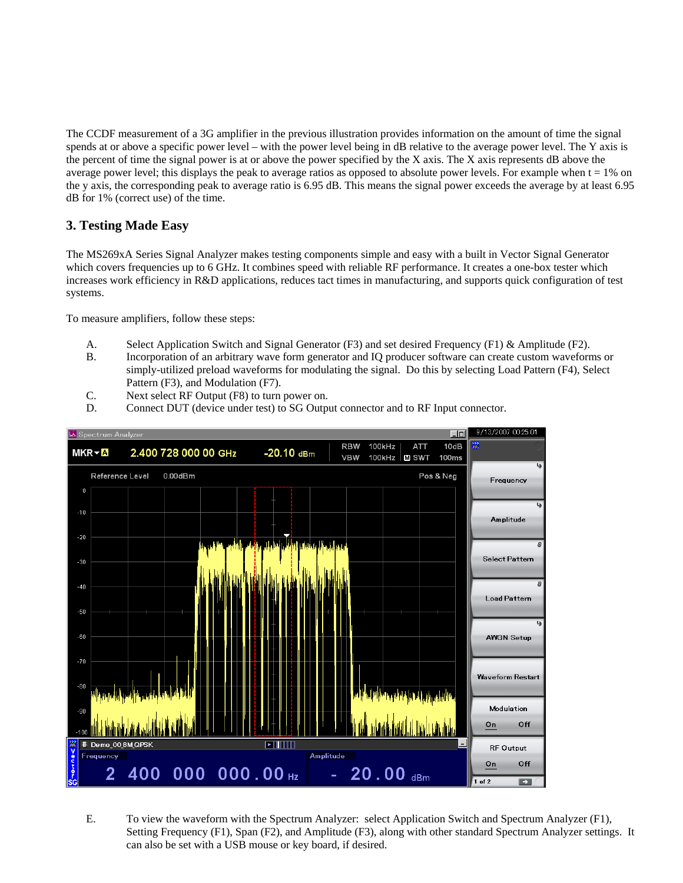The CCDF measurement of a 3G amplifier in the previous illustration provides information on the amount of time the signal spends at or above a specific power level – with the power level being in dB relative to the average power level. The Y axis is the percent of time the signal power is at or above the power specified by the X axis. The X axis represents dB above the average power level; this displays the peak to average ratios as opposed to absolute power levels. For example when t = 1% on the y axis, the corresponding peak to average ratio is 6.95 dB. This means the signal power exceeds the average by at least 6.95 dB for 1% (correct use) of the time.

## 3. Testing Made Easy

The MS269xA Series Signal Analyzer makes testing components simple and easy with a built in Vector Signal Generator which covers frequencies up to 6 GHz. It combines speed with reliable RF performance. It creates a one-box tester which increases work efficiency in R&D applications, reduces tact times in manufacturing, and supports quick configuration of test systems.

To measure amplifiers, follow these steps:

A. Select Application Switch and Signal Generator (F3) and set desired Frequency (F1) & Amplitude (F2).

B. Incorporation of an arbitrary wave form generator and IQ producer software can create custom waveforms or simply-utilized preload waveforms for modulating the signal. Do this by selecting Load Pattern (F4), Select Pattern (F3), and Modulation (F7).

C. Next select RF Output (F8) to turn power on.

D. Connect DUT (device under test) to SG Output connector and to RF Input connector.

E. To view the waveform with the Spectrum Analyzer: select Application Switch and Spectrum Analyzer (F1), Setting Frequency (F1), Span (F2), and Amplitude (F3), along with other standard Spectrum Analyzer settings. It can also be set with a USB mouse or key board, if desired.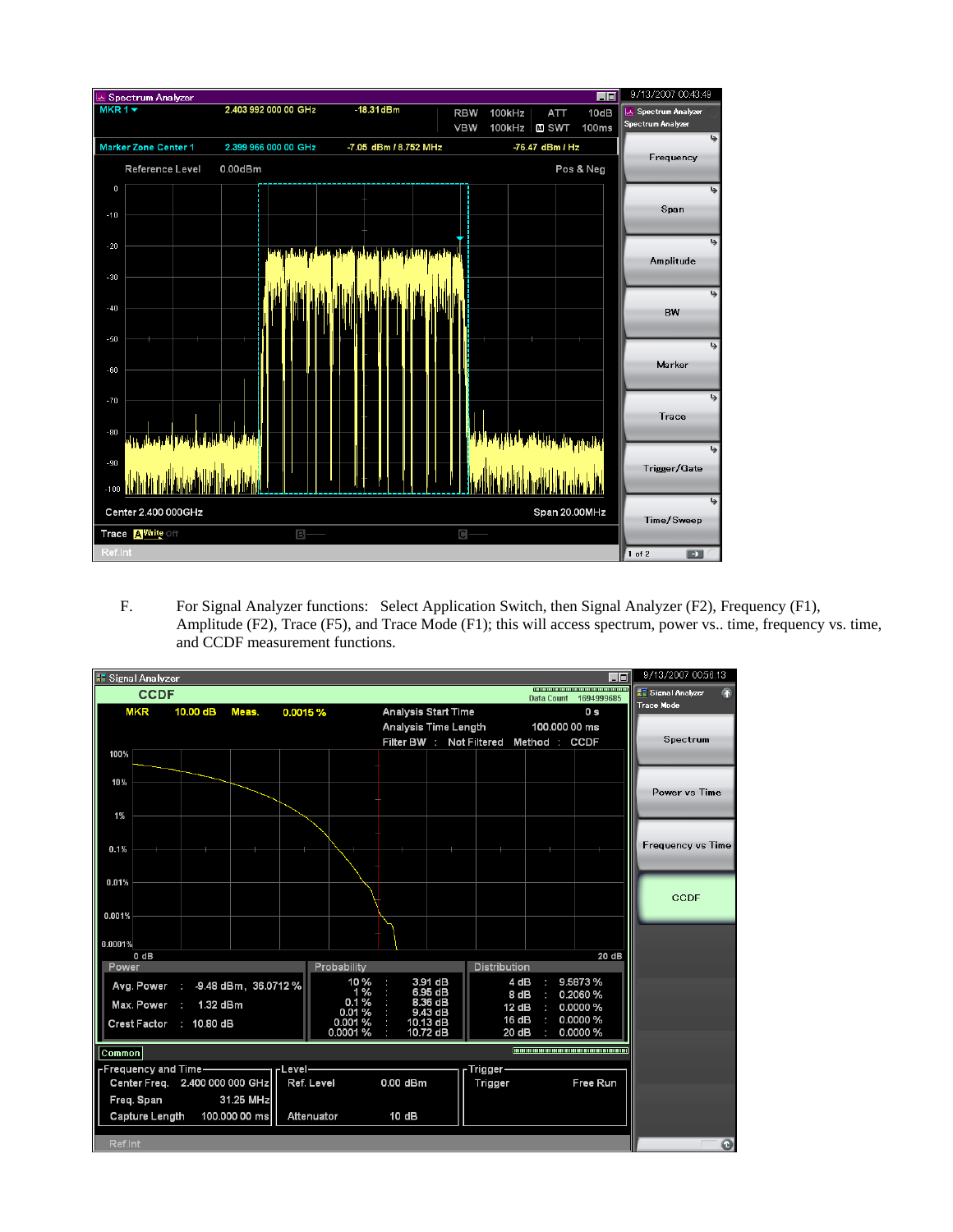F. For Signal Analyzer functions: Select Application Switch, then Signal Analyzer (F2), Frequency (F1), Amplitude (F2), Trace (F5), and Trace Mode (F1); this will access spectrum, power vs.. time, frequency vs. time, and CCDF measurement functions.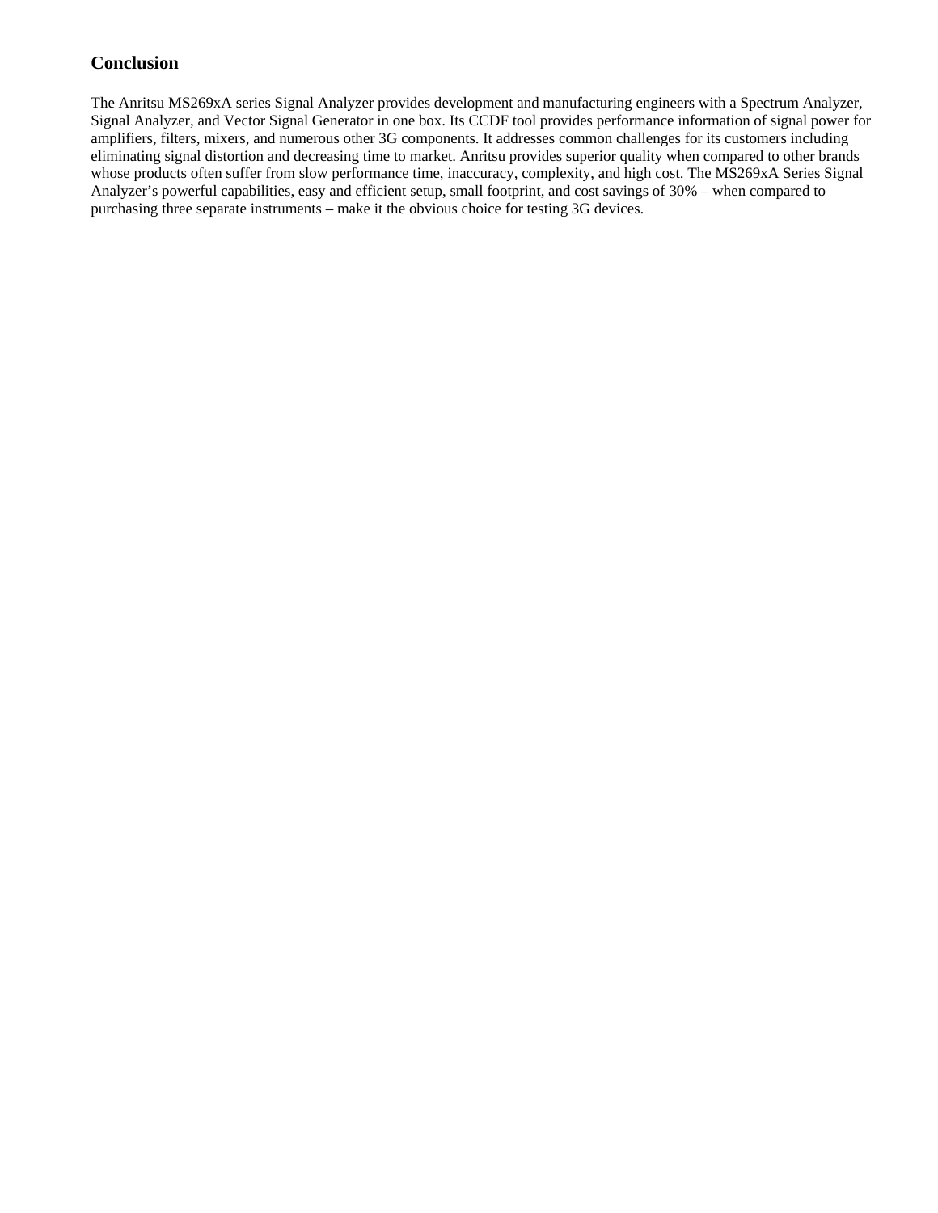## Conclusion

The Anritsu MS269xA series Signal Analyzer provides development and manufacturing engineers with a Spectrum Analyzer, Signal Analyzer, and Vector Signal Generator in one box. Its CCDF tool provides performance information of signal power for amplifiers, filters, mixers, and numerous other 3G components. It addresses common challenges for its customers including eliminating signal distortion and decreasing time to market. Anritsu provides superior quality when compared to other brands whose products often suffer from slow performance time, inaccuracy, complexity, and high cost. The MS269xA Series Signal Analyzer's powerful capabilities, easy and efficient setup, small footprint, and cost savings of 30% – when compared to purchasing three separate instruments – make it the obvious choice for testing 3G devices.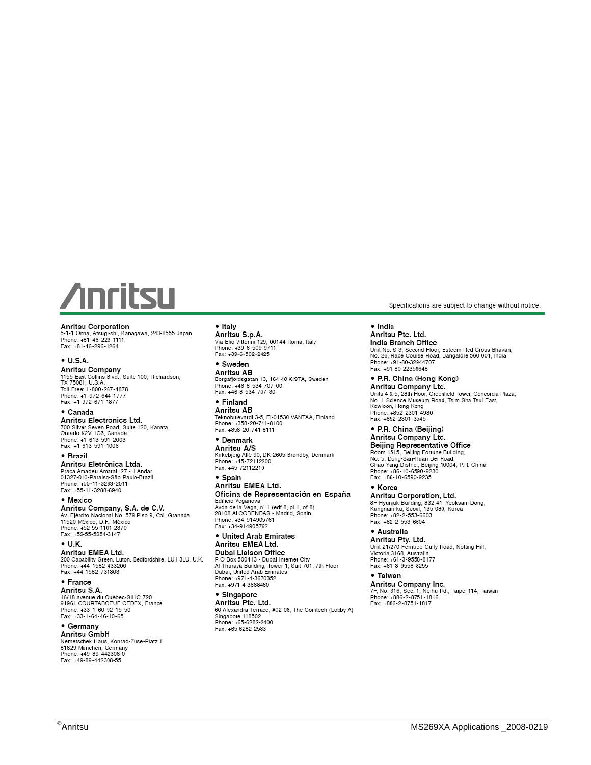Anritsu

Specifications are subject to change without notice.

**Anritsu Corporation**
5-1-1 Onna, Atsugi-shi, Kanagawa, 243-8555 Japan
Phone: +81-46-223-1111
Fax: +81-46-296-1264

• **U.S.A.**
**Anritsu Company**
1155 East Collins Blvd., Suite 100, Richardson,
TX 75081, U.S.A.
Toll Free: 1-800-267-4878
Phone: +1-972-644-1777
Fax: +1-972-671-1877

• **Canada**
**Anritsu Electronics Ltd.**
700 Silver Seven Road, Suite 120, Kanata,
Ontario K2V 1C3, Canada
Phone: +1-613-591-2003
Fax: +1-613-591-1006

• **Brazil**
**Anritsu Eletrônica Ltda.**
Praca Amadeu Amaral, 27 - 1 Andar
01327-010-Paraiso-São Paulo-Brazil
Phone: +55-11-3283-2511
Fax: +55-11-3288-6940

• **Mexico**
**Anritsu Company, S.A. de C.V.**
Av. Ejército Nacional No. 579 Piso 9, Col. Granada
11520 México, D.F., México
Phone: +52-55-1101-2370
Fax: +52-55-5254-3147

• **U.K.**
**Anritsu EMEA Ltd.**
200 Capability Green, Luton, Bedfordshire, LU1 3LU, U.K.
Phone: +44-1582-433200
Fax: +44-1582-731303

• **France**
**Anritsu S.A.**
16/18 avenue du Québec-SILIC 720
91961 COURTABOEUF CEDEX, France
Phone: +33-1-60-92-15-50
Fax: +33-1-64-46-10-65

• **Germany**
**Anritsu GmbH**
Nemetschek Haus, Konrad-Zuse-Platz 1
81829 München, Germany
Phone: +49-89-442308-0
Fax: +49-89-442308-55

• **Italy**
**Anritsu S.p.A.**
Via Elio Vittorini 129, 00144 Roma, Italy
Phone: +39-6-509-9711
Fax: +39-6-502-2425

• **Sweden**
**Anritsu AB**
Borgafjordsgatan 13, 164 40 KISTA, Sweden
Phone: +46-8-534-707-00
Fax: +46-8-534-707-30

• **Finland**
**Anritsu AB**
Teknobulevardi 3-5, FI-01530 VANTAA, Finland
Phone: +358-20-741-8100
Fax: +358-20-741-8111

• **Denmark**
**Anritsu A/S**
Kirkebjerg Allé 90, DK-2605 Brøndby, Denmark
Phone: +45-72112200
Fax: +45-72112210

• **Spain**
**Anritsu EMEA Ltd.**
**Oficina de Representación en España**
Edificio Veganova
Avda de la Vega, n° 1 (edf 8, pl 1, of 8)
28108 ALCOBENDAS - Madrid, Spain
Phone: +34-914905761
Fax: +34-914905762

• **United Arab Emirates**
**Anritsu EMEA Ltd.**
**Dubai Liaison Office**
P O Box 500413 - Dubai Internet City
Al Thuraya Building, Tower 1, Suit 701, 7th Floor
Dubai, United Arab Emirates
Phone: +971-4-3670352
Fax: +971-4-3688460

• **Singapore**
**Anritsu Pte. Ltd.**
60 Alexandra Terrace, #02-08, The Comtech (Lobby A)
Singapore 118502
Phone: +65-6282-2400
Fax: +65-6282-2533

• **India**
**Anritsu Pte. Ltd.**
**India Branch Office**
Unit No. S-3, Second Floor, Esteem Red Cross Bhavan,
No. 26, Race Course Road, Bangalore 560 001, India
Phone: +91-80-32944707
Fax: +91-80-22356648

• **P.R. China (Hong Kong)**
**Anritsu Company Ltd.**
Units 4 & 5, 28th Floor, Greenfield Tower, Concordia Plaza,
No. 1 Science Museum Road, Tsim Sha Tsui East,
Kowloon, Hong Kong
Phone: +852-2301-4980
Fax: +852-2301-3545

• **P.R. China (Beijing)**
**Anritsu Company Ltd.**
**Beijing Representative Office**
Room 1515, Beijing Fortune Building,
No. 5, Dong-San-Huan Bei Road,
Chao-Yang District, Beijing 10004, P.R. China
Phone: +86-10-6590-9230
Fax: +86-10-6590-9235

• **Korea**
**Anritsu Corporation, Ltd.**
8F Hyunjuk Building, 832-41, Yeoksam Dong,
Kangnam-ku, Seoul, 135-080, Korea
Phone: +82-2-553-6603
Fax: +82-2-553-6604

• **Australia**
**Anritsu Pty. Ltd.**
Unit 21/270 Ferntree Gully Road, Notting Hill,
Victoria 3168, Australia
Phone: +61-3-9558-8177
Fax: +61-3-9558-8255

• **Taiwan**
**Anritsu Company Inc.**
7F, No. 316, Sec. 1, Neihu Rd., Taipei 114, Taiwan
Phone: +886-2-8751-1816
Fax: +886-2-8751-1817